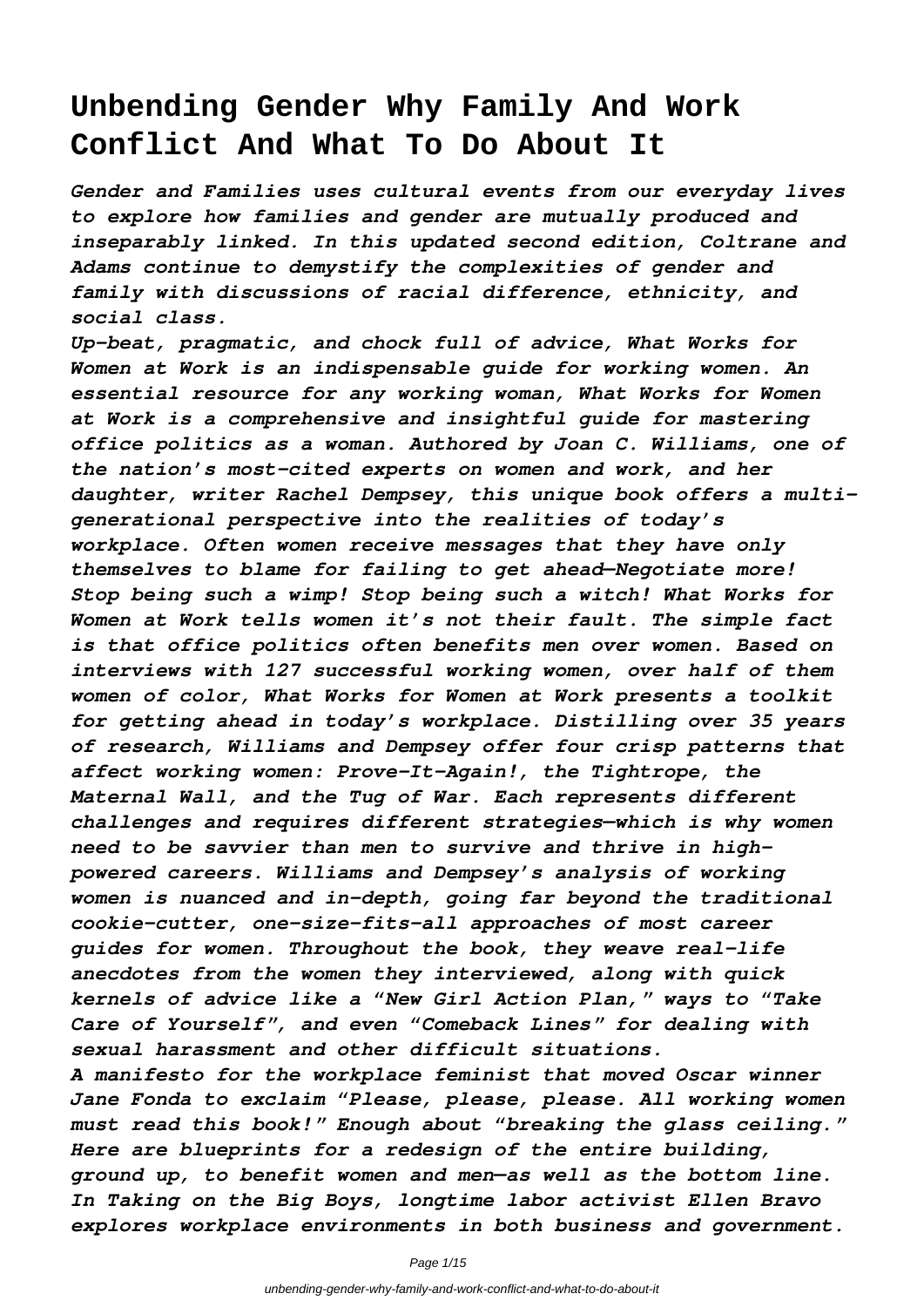# Unbending Gender Why Family And Work Conflict And What To Do About It

*Gender and Families uses cultural events from our everyday lives to explore how families and gender are mutually produced and inseparably linked. In this updated second edition, Coltrane and Adams continue to demystify the complexities of gender and family with discussions of racial difference, ethnicity, and social class.*

*Up-beat, pragmatic, and chock full of advice, What Works for Women at Work is an indispensable guide for working women. An essential resource for any working woman, What Works for Women at Work is a comprehensive and insightful guide for mastering office politics as a woman. Authored by Joan C. Williams, one of the nation's most-cited experts on women and work, and her daughter, writer Rachel Dempsey, this unique book offers a multi-generational perspective into the realities of today's workplace. Often women receive messages that they have only themselves to blame for failing to get ahead—Negotiate more! Stop being such a wimp! Stop being such a witch! What Works for Women at Work tells women it's not their fault. The simple fact is that office politics often benefits men over women. Based on interviews with 127 successful working women, over half of them women of color, What Works for Women at Work presents a toolkit for getting ahead in today's workplace. Distilling over 35 years of research, Williams and Dempsey offer four crisp patterns that affect working women: Prove-It-Again!, the Tightrope, the Maternal Wall, and the Tug of War. Each represents different challenges and requires different strategies—which is why women need to be savvier than men to survive and thrive in high-powered careers. Williams and Dempsey's analysis of working women is nuanced and in-depth, going far beyond the traditional cookie-cutter, one-size-fits-all approaches of most career guides for women. Throughout the book, they weave real-life anecdotes from the women they interviewed, along with quick kernels of advice like a "New Girl Action Plan," ways to "Take Care of Yourself", and even "Comeback Lines" for dealing with sexual harassment and other difficult situations.*

*A manifesto for the workplace feminist that moved Oscar winner Jane Fonda to exclaim "Please, please, please. All working women must read this book!" Enough about "breaking the glass ceiling." Here are blueprints for a redesign of the entire building, ground up, to benefit women and men—as well as the bottom line. In Taking on the Big Boys, longtime labor activist Ellen Bravo explores workplace environments in both business and government.*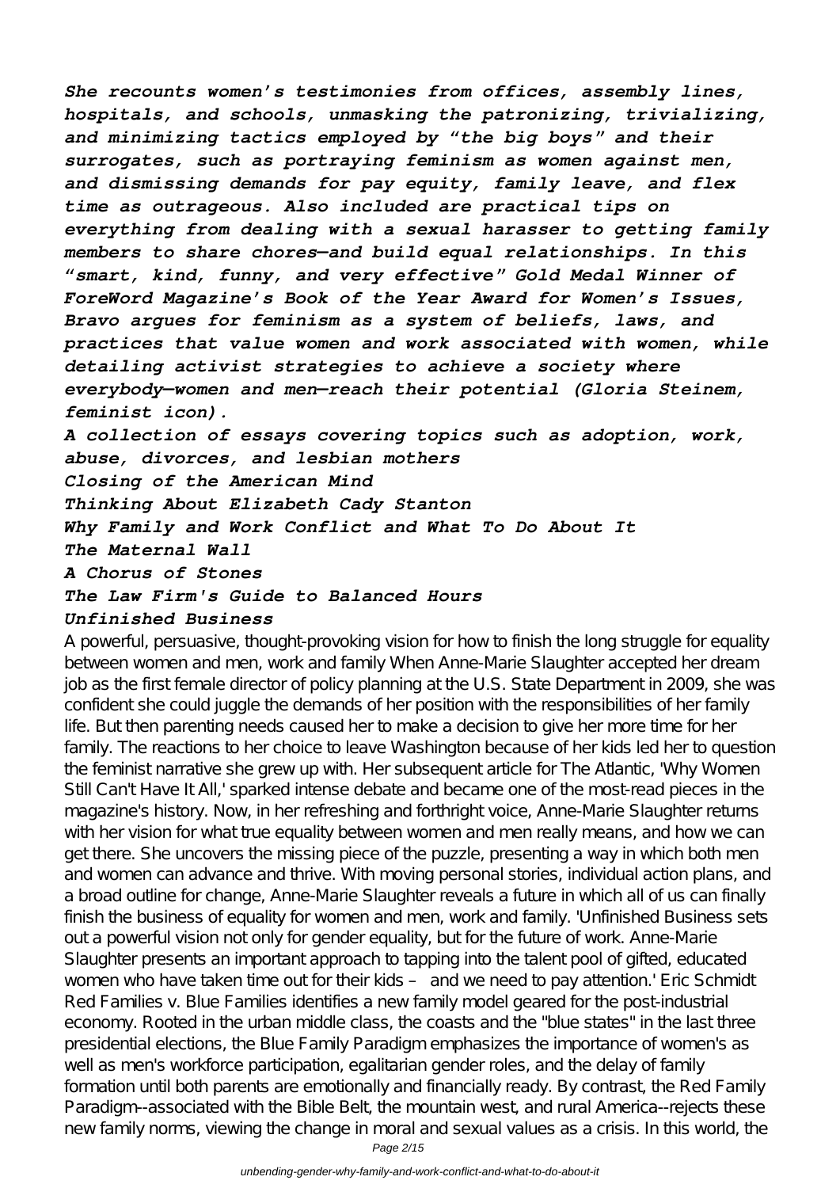*She recounts women's testimonies from offices, assembly lines, hospitals, and schools, unmasking the patronizing, trivializing, and minimizing tactics employed by "the big boys" and their surrogates, such as portraying feminism as women against men, and dismissing demands for pay equity, family leave, and flex time as outrageous. Also included are practical tips on everything from dealing with a sexual harasser to getting family members to share chores—and build equal relationships. In this "smart, kind, funny, and very effective" Gold Medal Winner of ForeWord Magazine's Book of the Year Award for Women's Issues, Bravo argues for feminism as a system of beliefs, laws, and practices that value women and work associated with women, while detailing activist strategies to achieve a society where everybody—women and men—reach their potential (Gloria Steinem, feminist icon).*

*A collection of essays covering topics such as adoption, work, abuse, divorces, and lesbian mothers*

*Closing of the American Mind*

*Thinking About Elizabeth Cady Stanton*

*Why Family and Work Conflict and What To Do About It*

*The Maternal Wall*

*A Chorus of Stones*

*The Law Firm's Guide to Balanced Hours*

*Unfinished Business*

A powerful, persuasive, thought-provoking vision for how to finish the long struggle for equality between women and men, work and family When Anne-Marie Slaughter accepted her dream job as the first female director of policy planning at the U.S. State Department in 2009, she was confident she could juggle the demands of her position with the responsibilities of her family life. But then parenting needs caused her to make a decision to give her more time for her family. The reactions to her choice to leave Washington because of her kids led her to question the feminist narrative she grew up with. Her subsequent article for The Atlantic, 'Why Women Still Can't Have It All,' sparked intense debate and became one of the most-read pieces in the magazine's history. Now, in her refreshing and forthright voice, Anne-Marie Slaughter returns with her vision for what true equality between women and men really means, and how we can get there. She uncovers the missing piece of the puzzle, presenting a way in which both men and women can advance and thrive. With moving personal stories, individual action plans, and a broad outline for change, Anne-Marie Slaughter reveals a future in which all of us can finally finish the business of equality for women and men, work and family. 'Unfinished Business sets out a powerful vision not only for gender equality, but for the future of work. Anne-Marie Slaughter presents an important approach to tapping into the talent pool of gifted, educated women who have taken time out for their kids – and we need to pay attention.' Eric Schmidt Red Families v. Blue Families identifies a new family model geared for the post-industrial economy. Rooted in the urban middle class, the coasts and the "blue states" in the last three presidential elections, the Blue Family Paradigm emphasizes the importance of women's as well as men's workforce participation, egalitarian gender roles, and the delay of family formation until both parents are emotionally and financially ready. By contrast, the Red Family Paradigm--associated with the Bible Belt, the mountain west, and rural America--rejects these new family norms, viewing the change in moral and sexual values as a crisis. In this world, the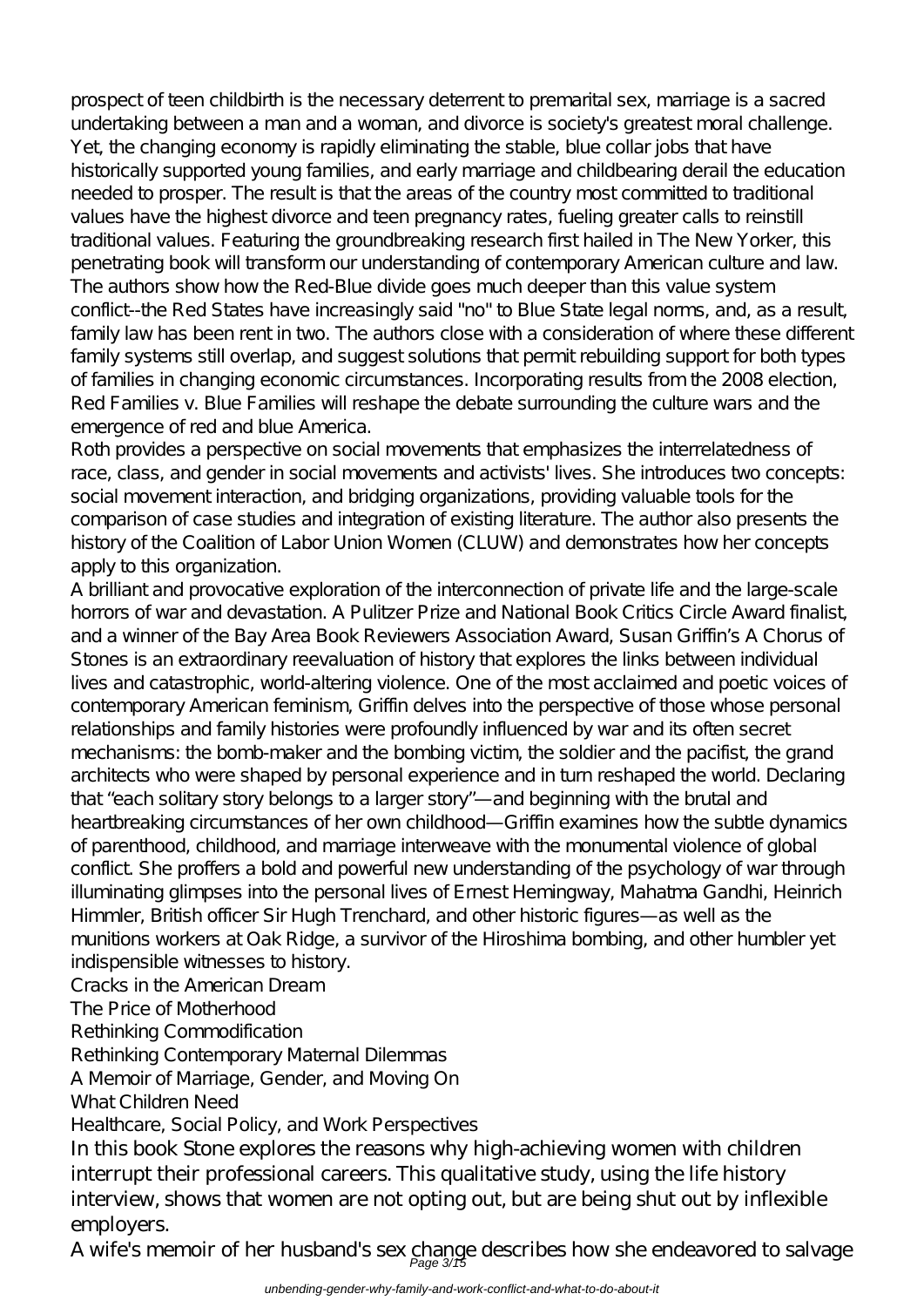prospect of teen childbirth is the necessary deterrent to premarital sex, marriage is a sacred undertaking between a man and a woman, and divorce is society's greatest moral challenge. Yet, the changing economy is rapidly eliminating the stable, blue collar jobs that have historically supported young families, and early marriage and childbearing derail the education needed to prosper. The result is that the areas of the country most committed to traditional values have the highest divorce and teen pregnancy rates, fueling greater calls to reinstill traditional values. Featuring the groundbreaking research first hailed in The New Yorker, this penetrating book will transform our understanding of contemporary American culture and law. The authors show how the Red-Blue divide goes much deeper than this value system conflict--the Red States have increasingly said "no" to Blue State legal norms, and, as a result, family law has been rent in two. The authors close with a consideration of where these different family systems still overlap, and suggest solutions that permit rebuilding support for both types of families in changing economic circumstances. Incorporating results from the 2008 election, Red Families v. Blue Families will reshape the debate surrounding the culture wars and the emergence of red and blue America.

Roth provides a perspective on social movements that emphasizes the interrelatedness of race, class, and gender in social movements and activists' lives. She introduces two concepts: social movement interaction, and bridging organizations, providing valuable tools for the comparison of case studies and integration of existing literature. The author also presents the history of the Coalition of Labor Union Women (CLUW) and demonstrates how her concepts apply to this organization.

A brilliant and provocative exploration of the interconnection of private life and the large-scale horrors of war and devastation. A Pulitzer Prize and National Book Critics Circle Award finalist, and a winner of the Bay Area Book Reviewers Association Award, Susan Griffin's A Chorus of Stones is an extraordinary reevaluation of history that explores the links between individual lives and catastrophic, world-altering violence. One of the most acclaimed and poetic voices of contemporary American feminism, Griffin delves into the perspective of those whose personal relationships and family histories were profoundly influenced by war and its often secret mechanisms: the bomb-maker and the bombing victim, the soldier and the pacifist, the grand architects who were shaped by personal experience and in turn reshaped the world. Declaring that "each solitary story belongs to a larger story"—and beginning with the brutal and heartbreaking circumstances of her own childhood—Griffin examines how the subtle dynamics of parenthood, childhood, and marriage interweave with the monumental violence of global conflict. She proffers a bold and powerful new understanding of the psychology of war through illuminating glimpses into the personal lives of Ernest Hemingway, Mahatma Gandhi, Heinrich Himmler, British officer Sir Hugh Trenchard, and other historic figures—as well as the munitions workers at Oak Ridge, a survivor of the Hiroshima bombing, and other humbler yet indispensible witnesses to history.

Cracks in the American Dream

The Price of Motherhood

Rethinking Commodification

Rethinking Contemporary Maternal Dilemmas

A Memoir of Marriage, Gender, and Moving On

What Children Need

Healthcare, Social Policy, and Work Perspectives

In this book Stone explores the reasons why high-achieving women with children interrupt their professional careers. This qualitative study, using the life history interview, shows that women are not opting out, but are being shut out by inflexible employers.

A wife's memoir of her husband's sex change describes how she endeavored to salvage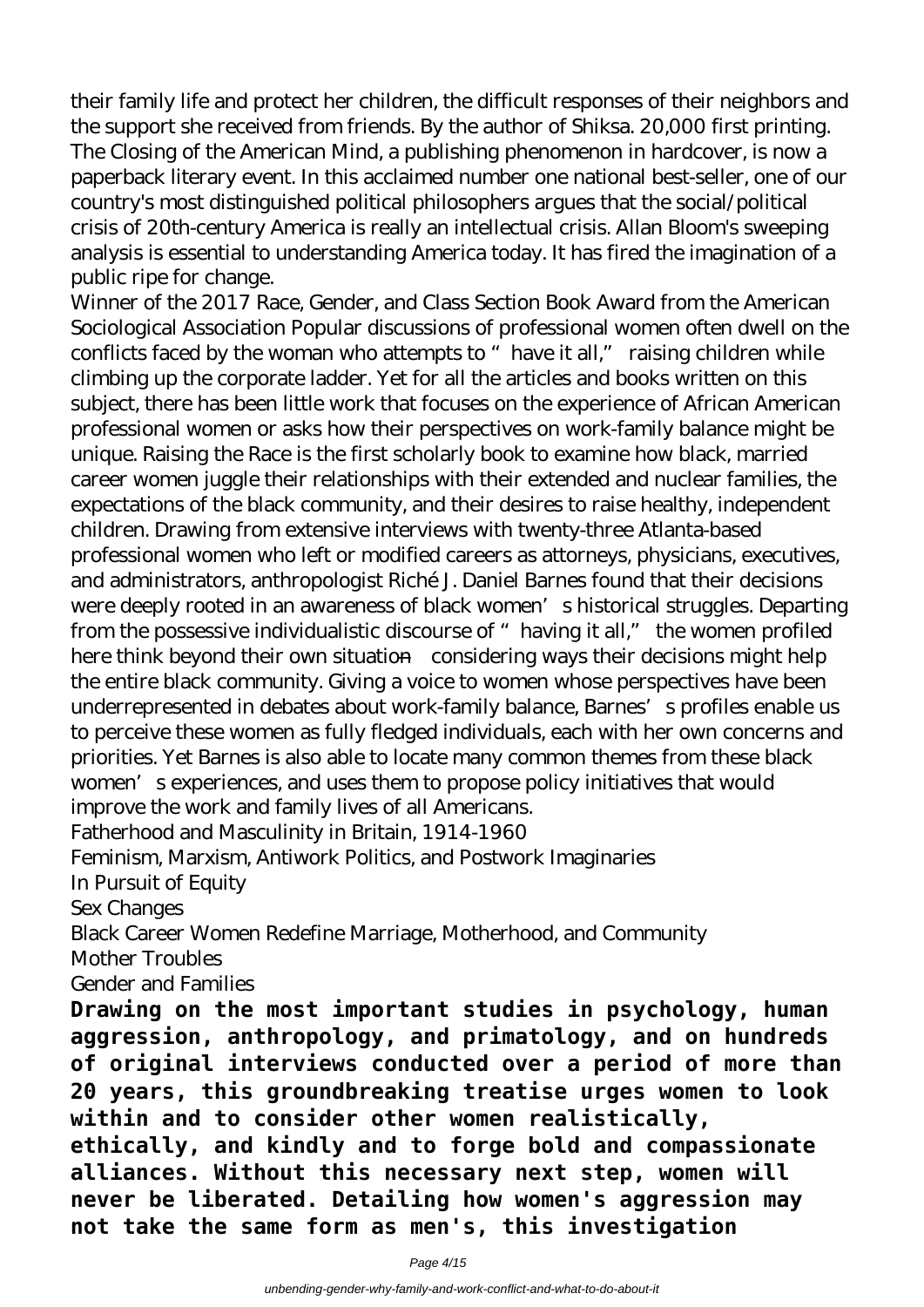their family life and protect her children, the difficult responses of their neighbors and the support she received from friends. By the author of Shiksa. 20,000 first printing. The Closing of the American Mind, a publishing phenomenon in hardcover, is now a paperback literary event. In this acclaimed number one national best-seller, one of our country's most distinguished political philosophers argues that the social/political crisis of 20th-century America is really an intellectual crisis. Allan Bloom's sweeping analysis is essential to understanding America today. It has fired the imagination of a public ripe for change.

Winner of the 2017 Race, Gender, and Class Section Book Award from the American Sociological Association Popular discussions of professional women often dwell on the conflicts faced by the woman who attempts to "have it all," raising children while climbing up the corporate ladder. Yet for all the articles and books written on this subject, there has been little work that focuses on the experience of African American professional women or asks how their perspectives on work-family balance might be unique. Raising the Race is the first scholarly book to examine how black, married career women juggle their relationships with their extended and nuclear families, the expectations of the black community, and their desires to raise healthy, independent children. Drawing from extensive interviews with twenty-three Atlanta-based professional women who left or modified careers as attorneys, physicians, executives, and administrators, anthropologist Riché J. Daniel Barnes found that their decisions were deeply rooted in an awareness of black women's historical struggles. Departing from the possessive individualistic discourse of "having it all," the women profiled here think beyond their own situation—considering ways their decisions might help the entire black community. Giving a voice to women whose perspectives have been underrepresented in debates about work-family balance, Barnes's profiles enable us to perceive these women as fully fledged individuals, each with her own concerns and priorities. Yet Barnes is also able to locate many common themes from these black women's experiences, and uses them to propose policy initiatives that would improve the work and family lives of all Americans.

Fatherhood and Masculinity in Britain, 1914-1960

Feminism, Marxism, Antiwork Politics, and Postwork Imaginaries

In Pursuit of Equity

Sex Changes

Black Career Women Redefine Marriage, Motherhood, and Community

Mother Troubles

Gender and Families

**Drawing on the most important studies in psychology, human aggression, anthropology, and primatology, and on hundreds of original interviews conducted over a period of more than 20 years, this groundbreaking treatise urges women to look within and to consider other women realistically, ethically, and kindly and to forge bold and compassionate alliances. Without this necessary next step, women will never be liberated. Detailing how women's aggression may not take the same form as men's, this investigation**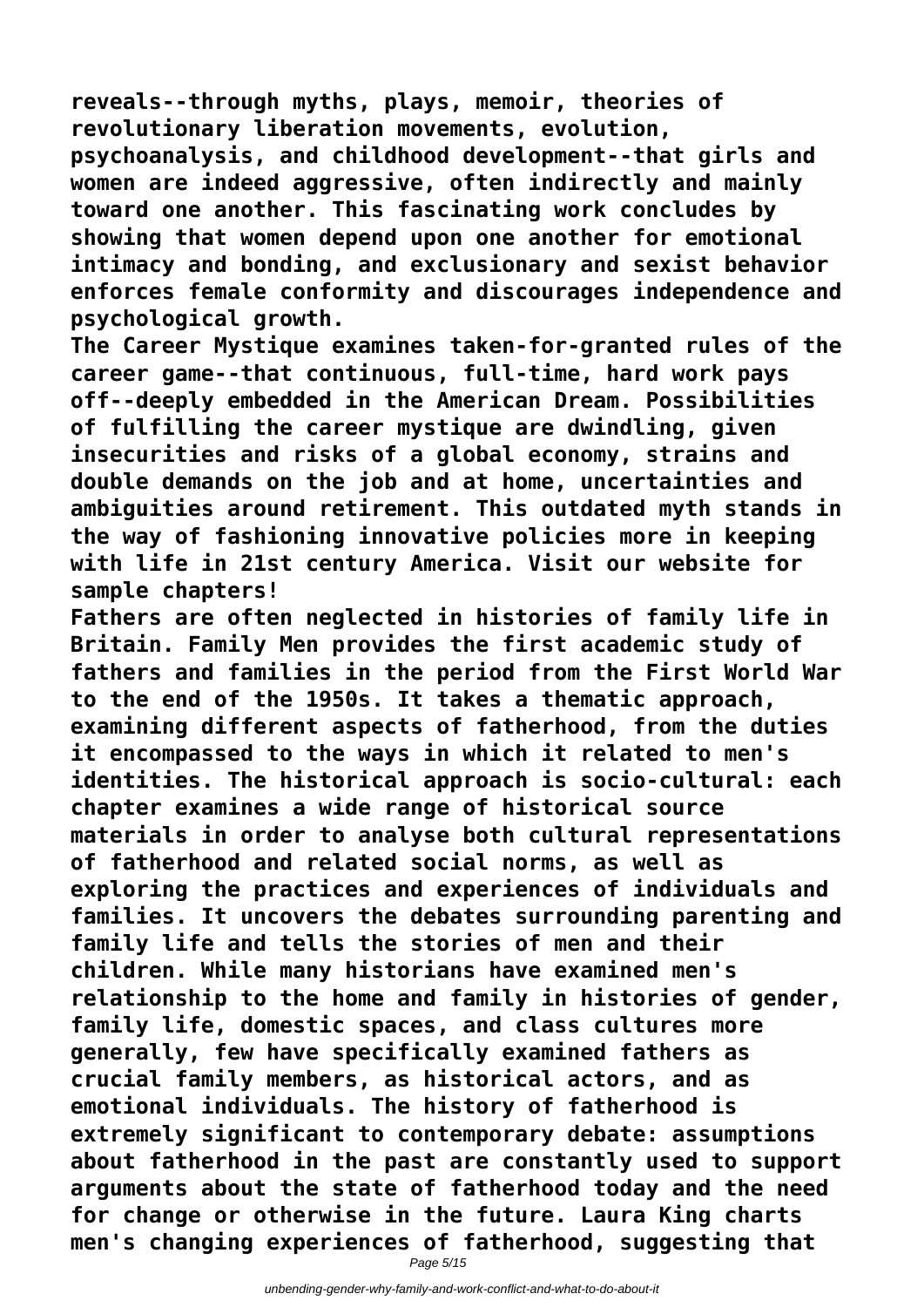reveals--through myths, plays, memoir, theories of revolutionary liberation movements, evolution, psychoanalysis, and childhood development--that girls and women are indeed aggressive, often indirectly and mainly toward one another. This fascinating work concludes by showing that women depend upon one another for emotional intimacy and bonding, and exclusionary and sexist behavior enforces female conformity and discourages independence and psychological growth.

The Career Mystique examines taken-for-granted rules of the career game--that continuous, full-time, hard work pays off--deeply embedded in the American Dream. Possibilities of fulfilling the career mystique are dwindling, given insecurities and risks of a global economy, strains and double demands on the job and at home, uncertainties and ambiguities around retirement. This outdated myth stands in the way of fashioning innovative policies more in keeping with life in 21st century America. Visit our website for sample chapters!

Fathers are often neglected in histories of family life in Britain. Family Men provides the first academic study of fathers and families in the period from the First World War to the end of the 1950s. It takes a thematic approach, examining different aspects of fatherhood, from the duties it encompassed to the ways in which it related to men's identities. The historical approach is socio-cultural: each chapter examines a wide range of historical source materials in order to analyse both cultural representations of fatherhood and related social norms, as well as exploring the practices and experiences of individuals and families. It uncovers the debates surrounding parenting and family life and tells the stories of men and their children. While many historians have examined men's relationship to the home and family in histories of gender, family life, domestic spaces, and class cultures more generally, few have specifically examined fathers as crucial family members, as historical actors, and as emotional individuals. The history of fatherhood is extremely significant to contemporary debate: assumptions about fatherhood in the past are constantly used to support arguments about the state of fatherhood today and the need for change or otherwise in the future. Laura King charts men's changing experiences of fatherhood, suggesting that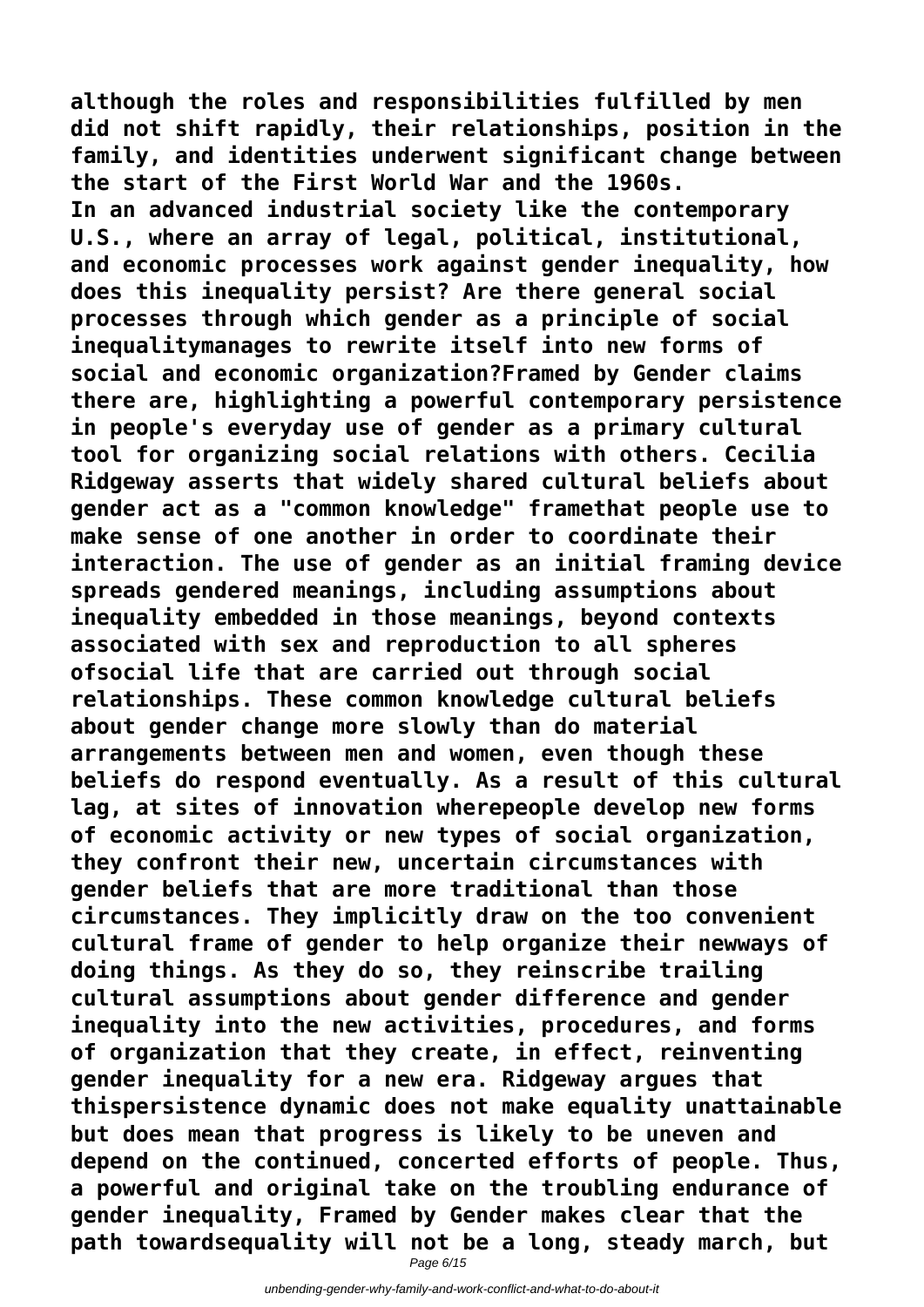**although the roles and responsibilities fulfilled by men did not shift rapidly, their relationships, position in the family, and identities underwent significant change between the start of the First World War and the 1960s.**

**In an advanced industrial society like the contemporary U.S., where an array of legal, political, institutional, and economic processes work against gender inequality, how does this inequality persist? Are there general social processes through which gender as a principle of social inequalitymanages to rewrite itself into new forms of social and economic organization?Framed by Gender claims there are, highlighting a powerful contemporary persistence in people's everyday use of gender as a primary cultural tool for organizing social relations with others. Cecilia Ridgeway asserts that widely shared cultural beliefs about gender act as a "common knowledge" framethat people use to make sense of one another in order to coordinate their interaction. The use of gender as an initial framing device spreads gendered meanings, including assumptions about inequality embedded in those meanings, beyond contexts associated with sex and reproduction to all spheres ofsocial life that are carried out through social relationships. These common knowledge cultural beliefs about gender change more slowly than do material arrangements between men and women, even though these beliefs do respond eventually. As a result of this cultural lag, at sites of innovation wherepeople develop new forms of economic activity or new types of social organization, they confront their new, uncertain circumstances with gender beliefs that are more traditional than those circumstances. They implicitly draw on the too convenient cultural frame of gender to help organize their newways of doing things. As they do so, they reinscribe trailing cultural assumptions about gender difference and gender inequality into the new activities, procedures, and forms of organization that they create, in effect, reinventing gender inequality for a new era. Ridgeway argues that thispersistence dynamic does not make equality unattainable but does mean that progress is likely to be uneven and depend on the continued, concerted efforts of people. Thus, a powerful and original take on the troubling endurance of gender inequality, Framed by Gender makes clear that the path towardsequality will not be a long, steady march, but**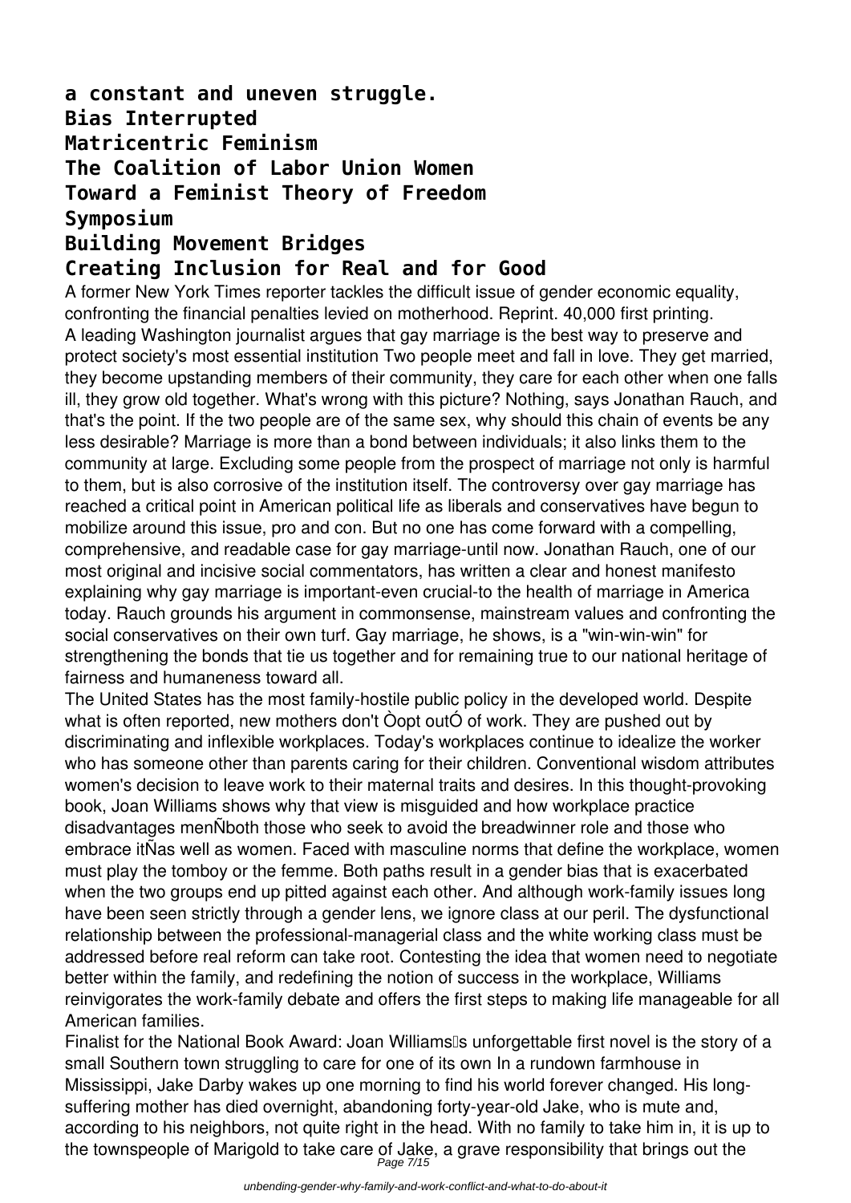**a constant and uneven struggle.**
**Bias Interrupted**
**Matricentric Feminism**
**The Coalition of Labor Union Women**
**Toward a Feminist Theory of Freedom**
**Symposium**
**Building Movement Bridges**
**Creating Inclusion for Real and for Good**

A former New York Times reporter tackles the difficult issue of gender economic equality, confronting the financial penalties levied on motherhood. Reprint. 40,000 first printing.

A leading Washington journalist argues that gay marriage is the best way to preserve and protect society's most essential institution Two people meet and fall in love. They get married, they become upstanding members of their community, they care for each other when one falls ill, they grow old together. What's wrong with this picture? Nothing, says Jonathan Rauch, and that's the point. If the two people are of the same sex, why should this chain of events be any less desirable? Marriage is more than a bond between individuals; it also links them to the community at large. Excluding some people from the prospect of marriage not only is harmful to them, but is also corrosive of the institution itself. The controversy over gay marriage has reached a critical point in American political life as liberals and conservatives have begun to mobilize around this issue, pro and con. But no one has come forward with a compelling, comprehensive, and readable case for gay marriage-until now. Jonathan Rauch, one of our most original and incisive social commentators, has written a clear and honest manifesto explaining why gay marriage is important-even crucial-to the health of marriage in America today. Rauch grounds his argument in commonsense, mainstream values and confronting the social conservatives on their own turf. Gay marriage, he shows, is a "win-win-win" for strengthening the bonds that tie us together and for remaining true to our national heritage of fairness and humaneness toward all.

The United States has the most family-hostile public policy in the developed world. Despite what is often reported, new mothers don't Òopt outÓ of work. They are pushed out by discriminating and inflexible workplaces. Today's workplaces continue to idealize the worker who has someone other than parents caring for their children. Conventional wisdom attributes women's decision to leave work to their maternal traits and desires. In this thought-provoking book, Joan Williams shows why that view is misguided and how workplace practice disadvantages menÑboth those who seek to avoid the breadwinner role and those who embrace itÑas well as women. Faced with masculine norms that define the workplace, women must play the tomboy or the femme. Both paths result in a gender bias that is exacerbated when the two groups end up pitted against each other. And although work-family issues long have been seen strictly through a gender lens, we ignore class at our peril. The dysfunctional relationship between the professional-managerial class and the white working class must be addressed before real reform can take root. Contesting the idea that women need to negotiate better within the family, and redefining the notion of success in the workplace, Williams reinvigorates the work-family debate and offers the first steps to making life manageable for all American families.

Finalist for the National Book Award: Joan Williams's unforgettable first novel is the story of a small Southern town struggling to care for one of its own In a rundown farmhouse in Mississippi, Jake Darby wakes up one morning to find his world forever changed. His long-suffering mother has died overnight, abandoning forty-year-old Jake, who is mute and, according to his neighbors, not quite right in the head. With no family to take him in, it is up to the townspeople of Marigold to take care of Jake, a grave responsibility that brings out the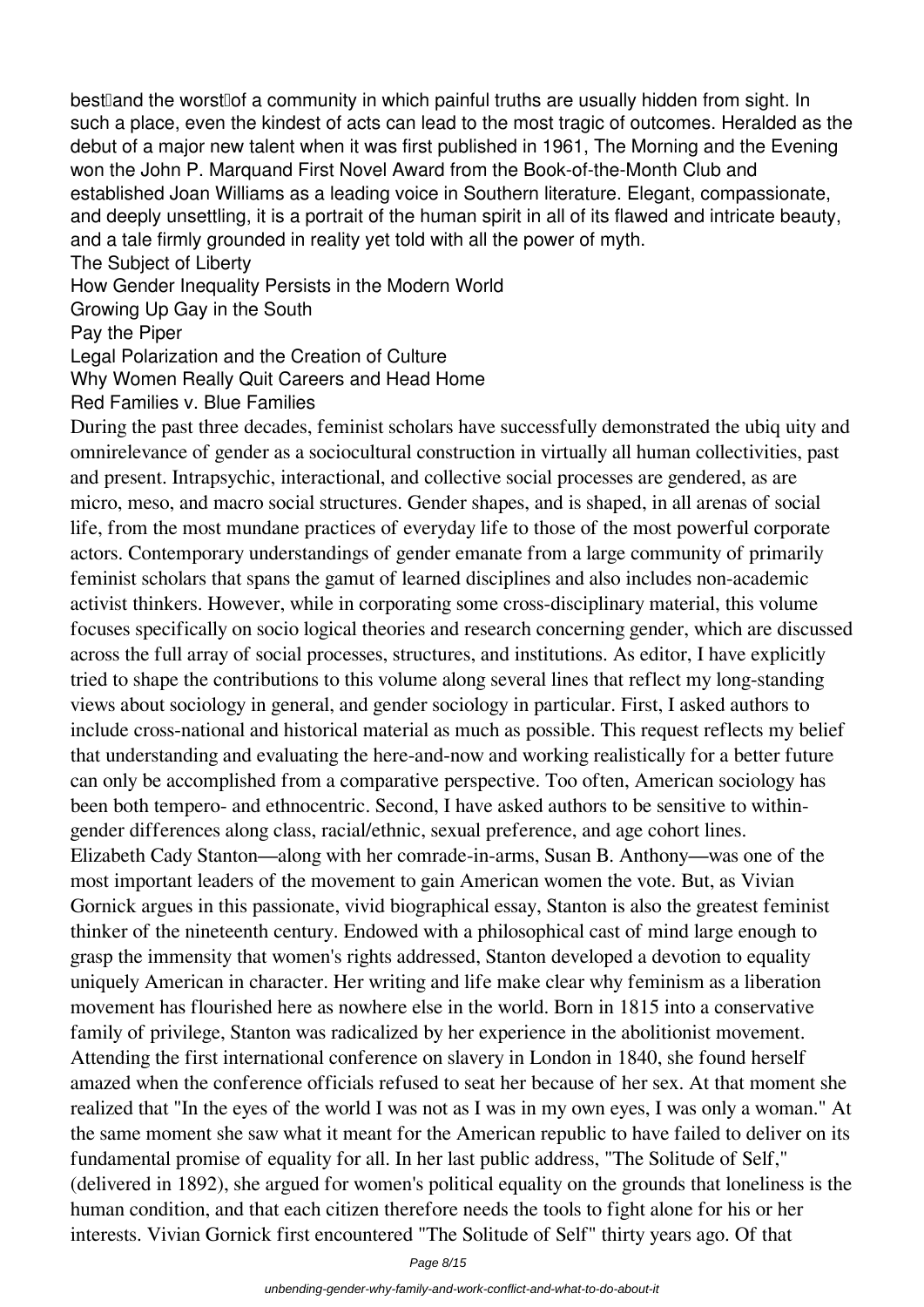best—and the worst—of a community in which painful truths are usually hidden from sight. In such a place, even the kindest of acts can lead to the most tragic of outcomes. Heralded as the debut of a major new talent when it was first published in 1961, The Morning and the Evening won the John P. Marquand First Novel Award from the Book-of-the-Month Club and established Joan Williams as a leading voice in Southern literature. Elegant, compassionate, and deeply unsettling, it is a portrait of the human spirit in all of its flawed and intricate beauty, and a tale firmly grounded in reality yet told with all the power of myth.

The Subject of Liberty

How Gender Inequality Persists in the Modern World

Growing Up Gay in the South

Pay the Piper

Legal Polarization and the Creation of Culture

Why Women Really Quit Careers and Head Home

Red Families v. Blue Families

During the past three decades, feminist scholars have successfully demonstrated the ubiq uity and omnirelevance of gender as a sociocultural construction in virtually all human collectivities, past and present. Intrapsychic, interactional, and collective social processes are gendered, as are micro, meso, and macro social structures. Gender shapes, and is shaped, in all arenas of social life, from the most mundane practices of everyday life to those of the most powerful corporate actors. Contemporary understandings of gender emanate from a large community of primarily feminist scholars that spans the gamut of learned disciplines and also includes non-academic activist thinkers. However, while in corporating some cross-disciplinary material, this volume focuses specifically on socio logical theories and research concerning gender, which are discussed across the full array of social processes, structures, and institutions. As editor, I have explicitly tried to shape the contributions to this volume along several lines that reflect my long-standing views about sociology in general, and gender sociology in particular. First, I asked authors to include cross-national and historical material as much as possible. This request reflects my belief that understanding and evaluating the here-and-now and working realistically for a better future can only be accomplished from a comparative perspective. Too often, American sociology has been both tempero- and ethnocentric. Second, I have asked authors to be sensitive to within-gender differences along class, racial/ethnic, sexual preference, and age cohort lines.

Elizabeth Cady Stanton—along with her comrade-in-arms, Susan B. Anthony—was one of the most important leaders of the movement to gain American women the vote. But, as Vivian Gornick argues in this passionate, vivid biographical essay, Stanton is also the greatest feminist thinker of the nineteenth century. Endowed with a philosophical cast of mind large enough to grasp the immensity that women's rights addressed, Stanton developed a devotion to equality uniquely American in character. Her writing and life make clear why feminism as a liberation movement has flourished here as nowhere else in the world. Born in 1815 into a conservative family of privilege, Stanton was radicalized by her experience in the abolitionist movement. Attending the first international conference on slavery in London in 1840, she found herself amazed when the conference officials refused to seat her because of her sex. At that moment she realized that "In the eyes of the world I was not as I was in my own eyes, I was only a woman." At the same moment she saw what it meant for the American republic to have failed to deliver on its fundamental promise of equality for all. In her last public address, "The Solitude of Self," (delivered in 1892), she argued for women's political equality on the grounds that loneliness is the human condition, and that each citizen therefore needs the tools to fight alone for his or her interests. Vivian Gornick first encountered "The Solitude of Self" thirty years ago. Of that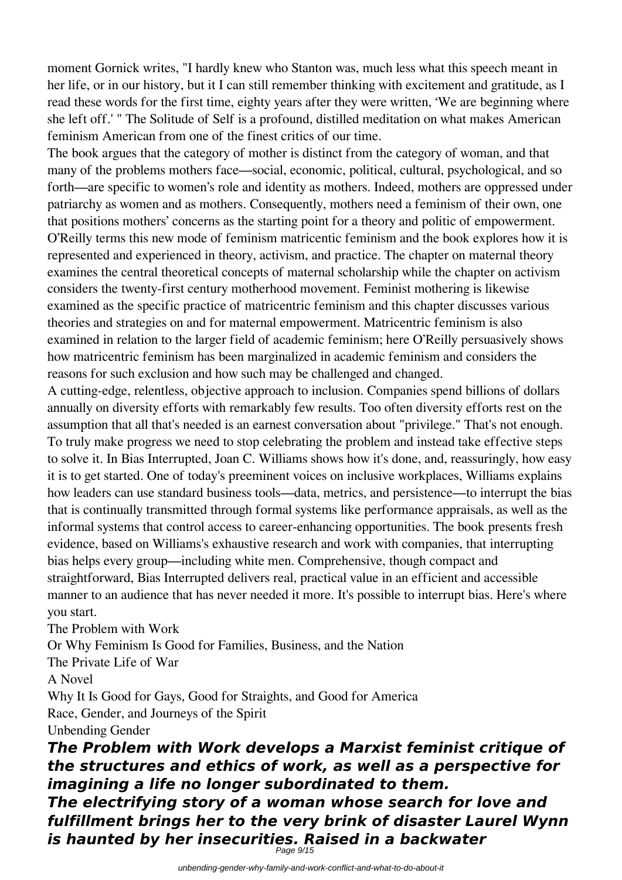moment Gornick writes, "I hardly knew who Stanton was, much less what this speech meant in her life, or in our history, but it I can still remember thinking with excitement and gratitude, as I read these words for the first time, eighty years after they were written, 'We are beginning where she left off.' " The Solitude of Self is a profound, distilled meditation on what makes American feminism American from one of the finest critics of our time.

The book argues that the category of mother is distinct from the category of woman, and that many of the problems mothers face—social, economic, political, cultural, psychological, and so forth—are specific to women's role and identity as mothers. Indeed, mothers are oppressed under patriarchy as women and as mothers. Consequently, mothers need a feminism of their own, one that positions mothers' concerns as the starting point for a theory and politic of empowerment. O'Reilly terms this new mode of feminism matricentric feminism and the book explores how it is represented and experienced in theory, activism, and practice. The chapter on maternal theory examines the central theoretical concepts of maternal scholarship while the chapter on activism considers the twenty-first century motherhood movement. Feminist mothering is likewise examined as the specific practice of matricentric feminism and this chapter discusses various theories and strategies on and for maternal empowerment. Matricentric feminism is also examined in relation to the larger field of academic feminism; here O'Reilly persuasively shows how matricentric feminism has been marginalized in academic feminism and considers the reasons for such exclusion and how such may be challenged and changed.

A cutting-edge, relentless, objective approach to inclusion. Companies spend billions of dollars annually on diversity efforts with remarkably few results. Too often diversity efforts rest on the assumption that all that's needed is an earnest conversation about "privilege." That's not enough. To truly make progress we need to stop celebrating the problem and instead take effective steps to solve it. In Bias Interrupted, Joan C. Williams shows how it's done, and, reassuringly, how easy it is to get started. One of today's preeminent voices on inclusive workplaces, Williams explains how leaders can use standard business tools—data, metrics, and persistence—to interrupt the bias that is continually transmitted through formal systems like performance appraisals, as well as the informal systems that control access to career-enhancing opportunities. The book presents fresh evidence, based on Williams's exhaustive research and work with companies, that interrupting bias helps every group—including white men. Comprehensive, though compact and straightforward, Bias Interrupted delivers real, practical value in an efficient and accessible manner to an audience that has never needed it more. It's possible to interrupt bias. Here's where you start.

The Problem with Work

Or Why Feminism Is Good for Families, Business, and the Nation

The Private Life of War

A Novel

Why It Is Good for Gays, Good for Straights, and Good for America

Race, Gender, and Journeys of the Spirit

Unbending Gender

***The Problem with Work develops a Marxist feminist critique of the structures and ethics of work, as well as a perspective for imagining a life no longer subordinated to them.***

***The electrifying story of a woman whose search for love and fulfillment brings her to the very brink of disaster Laurel Wynn is haunted by her insecurities. Raised in a backwater***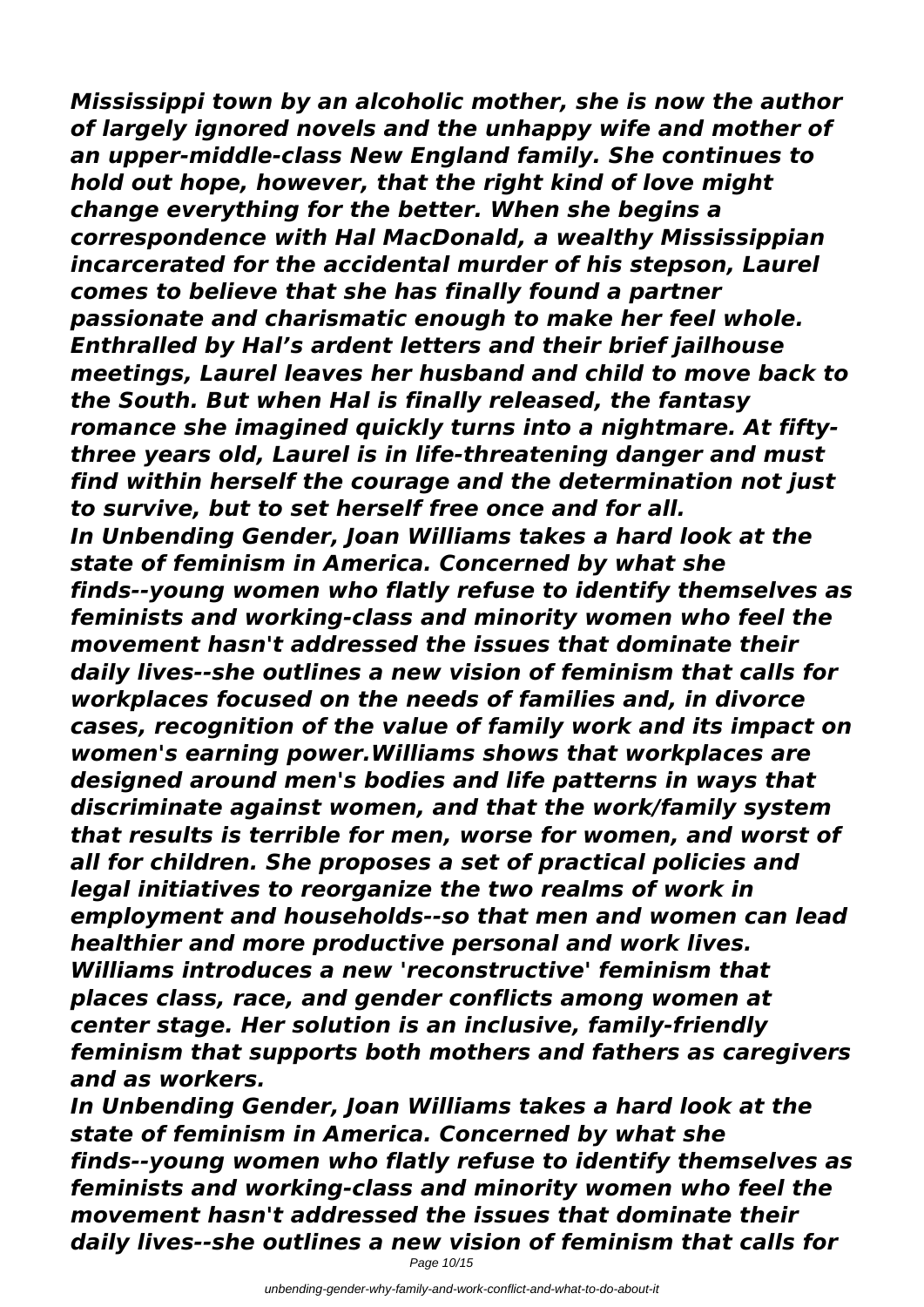*Mississippi town by an alcoholic mother, she is now the author of largely ignored novels and the unhappy wife and mother of an upper-middle-class New England family. She continues to hold out hope, however, that the right kind of love might change everything for the better. When she begins a correspondence with Hal MacDonald, a wealthy Mississippian incarcerated for the accidental murder of his stepson, Laurel comes to believe that she has finally found a partner passionate and charismatic enough to make her feel whole. Enthralled by Hal's ardent letters and their brief jailhouse meetings, Laurel leaves her husband and child to move back to the South. But when Hal is finally released, the fantasy romance she imagined quickly turns into a nightmare. At fifty-three years old, Laurel is in life-threatening danger and must find within herself the courage and the determination not just to survive, but to set herself free once and for all.*

*In Unbending Gender, Joan Williams takes a hard look at the state of feminism in America. Concerned by what she finds--young women who flatly refuse to identify themselves as feminists and working-class and minority women who feel the movement hasn't addressed the issues that dominate their daily lives--she outlines a new vision of feminism that calls for workplaces focused on the needs of families and, in divorce cases, recognition of the value of family work and its impact on women's earning power.Williams shows that workplaces are designed around men's bodies and life patterns in ways that discriminate against women, and that the work/family system that results is terrible for men, worse for women, and worst of all for children. She proposes a set of practical policies and legal initiatives to reorganize the two realms of work in employment and households--so that men and women can lead healthier and more productive personal and work lives. Williams introduces a new 'reconstructive' feminism that places class, race, and gender conflicts among women at center stage. Her solution is an inclusive, family-friendly feminism that supports both mothers and fathers as caregivers and as workers.*

*In Unbending Gender, Joan Williams takes a hard look at the state of feminism in America. Concerned by what she finds--young women who flatly refuse to identify themselves as feminists and working-class and minority women who feel the movement hasn't addressed the issues that dominate their daily lives--she outlines a new vision of feminism that calls for*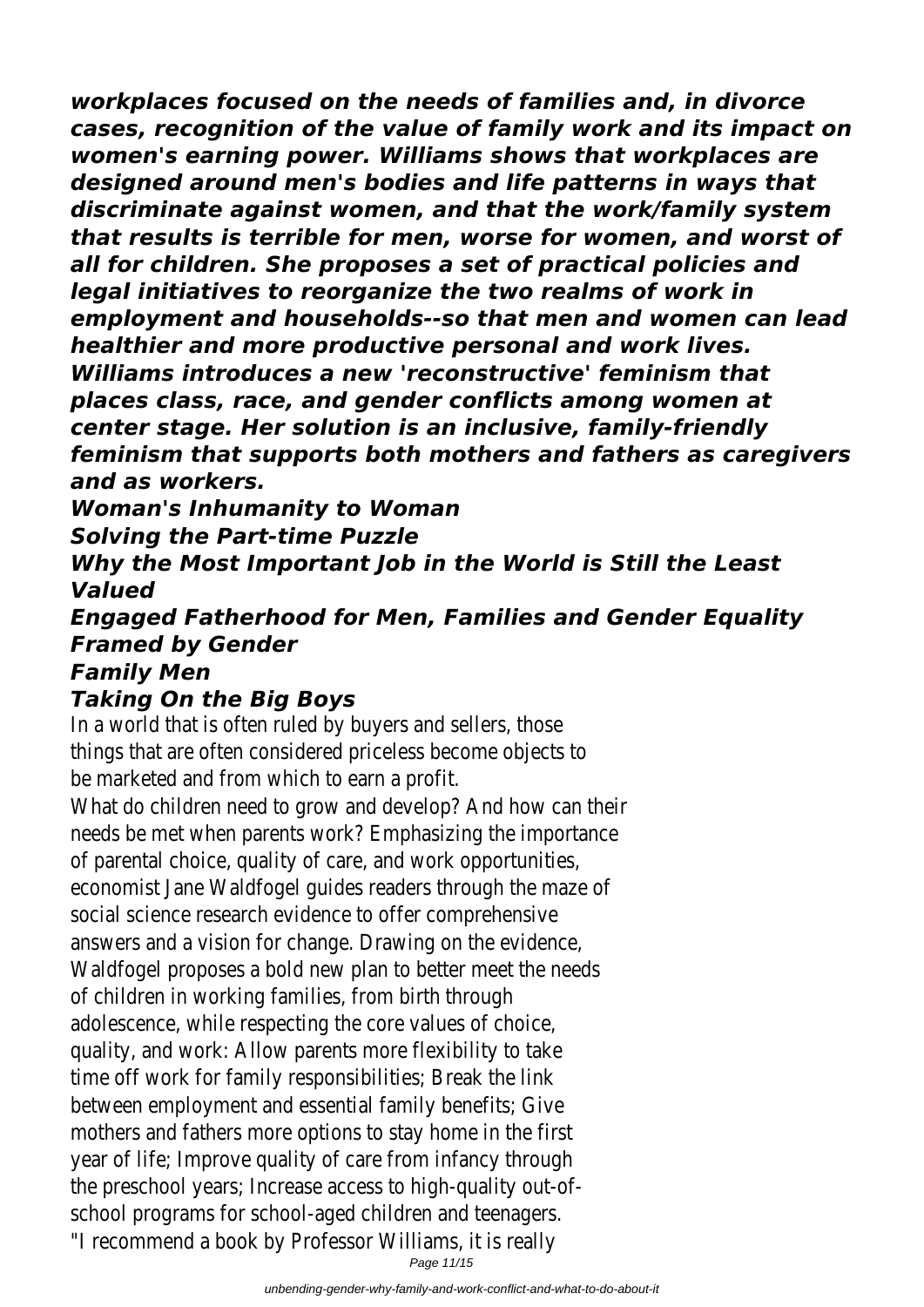***workplaces focused on the needs of families and, in divorce cases, recognition of the value of family work and its impact on women's earning power. Williams shows that workplaces are designed around men's bodies and life patterns in ways that discriminate against women, and that the work/family system that results is terrible for men, worse for women, and worst of all for children. She proposes a set of practical policies and legal initiatives to reorganize the two realms of work in employment and households--so that men and women can lead healthier and more productive personal and work lives. Williams introduces a new 'reconstructive' feminism that places class, race, and gender conflicts among women at center stage. Her solution is an inclusive, family-friendly feminism that supports both mothers and fathers as caregivers and as workers.***

***Woman's Inhumanity to Woman***

***Solving the Part-time Puzzle***

***Why the Most Important Job in the World is Still the Least Valued***

***Engaged Fatherhood for Men, Families and Gender Equality***

***Framed by Gender***

***Family Men***

***Taking On the Big Boys***

In a world that is often ruled by buyers and sellers, those things that are often considered priceless become objects to be marketed and from which to earn a profit.

What do children need to grow and develop? And how can their needs be met when parents work? Emphasizing the importance of parental choice, quality of care, and work opportunities, economist Jane Waldfogel guides readers through the maze of social science research evidence to offer comprehensive answers and a vision for change. Drawing on the evidence, Waldfogel proposes a bold new plan to better meet the needs of children in working families, from birth through adolescence, while respecting the core values of choice, quality, and work: Allow parents more flexibility to take time off work for family responsibilities; Break the link between employment and essential family benefits; Give mothers and fathers more options to stay home in the first year of life; Improve quality of care from infancy through the preschool years; Increase access to high-quality out-of-school programs for school-aged children and teenagers.

"I recommend a book by Professor Williams, it is really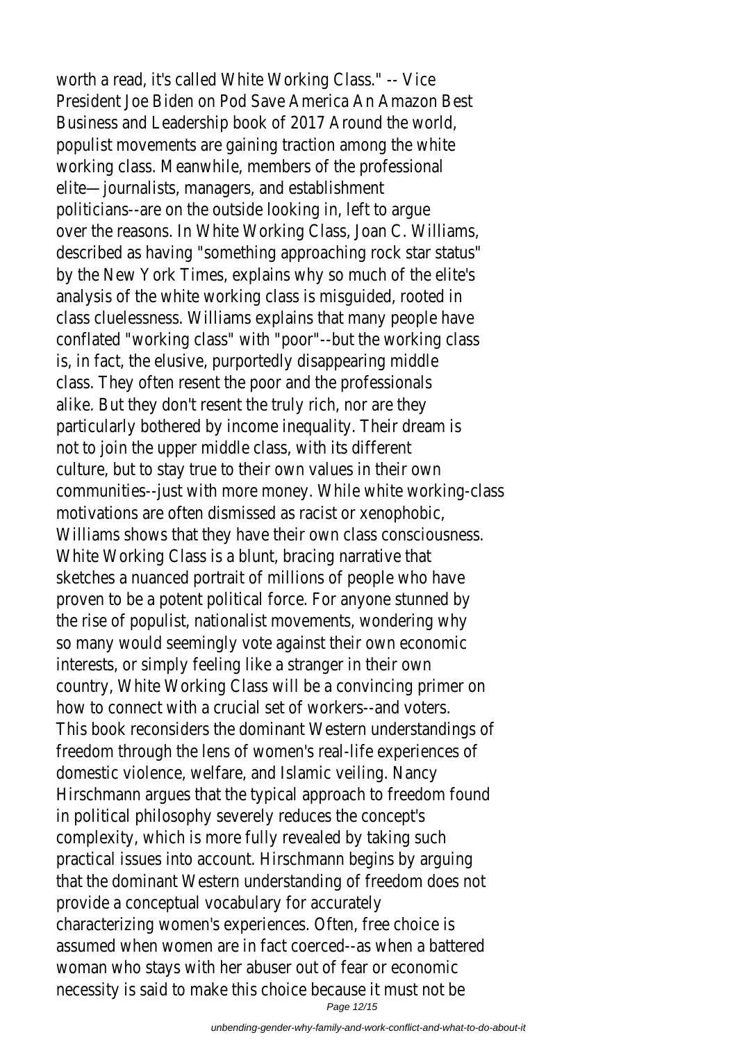worth a read, it's called White Working Class." -- Vice President Joe Biden on Pod Save America An Amazon Best Business and Leadership book of 2017 Around the world, populist movements are gaining traction among the white working class. Meanwhile, members of the professional elite—journalists, managers, and establishment politicians--are on the outside looking in, left to argue over the reasons. In White Working Class, Joan C. Williams, described as having "something approaching rock star status" by the New York Times, explains why so much of the elite's analysis of the white working class is misguided, rooted in class cluelessness. Williams explains that many people have conflated "working class" with "poor"--but the working class is, in fact, the elusive, purportedly disappearing middle class. They often resent the poor and the professionals alike. But they don't resent the truly rich, nor are they particularly bothered by income inequality. Their dream is not to join the upper middle class, with its different culture, but to stay true to their own values in their own communities--just with more money. While white working-class motivations are often dismissed as racist or xenophobic, Williams shows that they have their own class consciousness. White Working Class is a blunt, bracing narrative that sketches a nuanced portrait of millions of people who have proven to be a potent political force. For anyone stunned by the rise of populist, nationalist movements, wondering why so many would seemingly vote against their own economic interests, or simply feeling like a stranger in their own country, White Working Class will be a convincing primer on how to connect with a crucial set of workers--and voters. This book reconsiders the dominant Western understandings of freedom through the lens of women's real-life experiences of domestic violence, welfare, and Islamic veiling. Nancy Hirschmann argues that the typical approach to freedom found in political philosophy severely reduces the concept's complexity, which is more fully revealed by taking such practical issues into account. Hirschmann begins by arguing that the dominant Western understanding of freedom does not provide a conceptual vocabulary for accurately characterizing women's experiences. Often, free choice is assumed when women are in fact coerced--as when a battered woman who stays with her abuser out of fear or economic necessity is said to make this choice because it must not be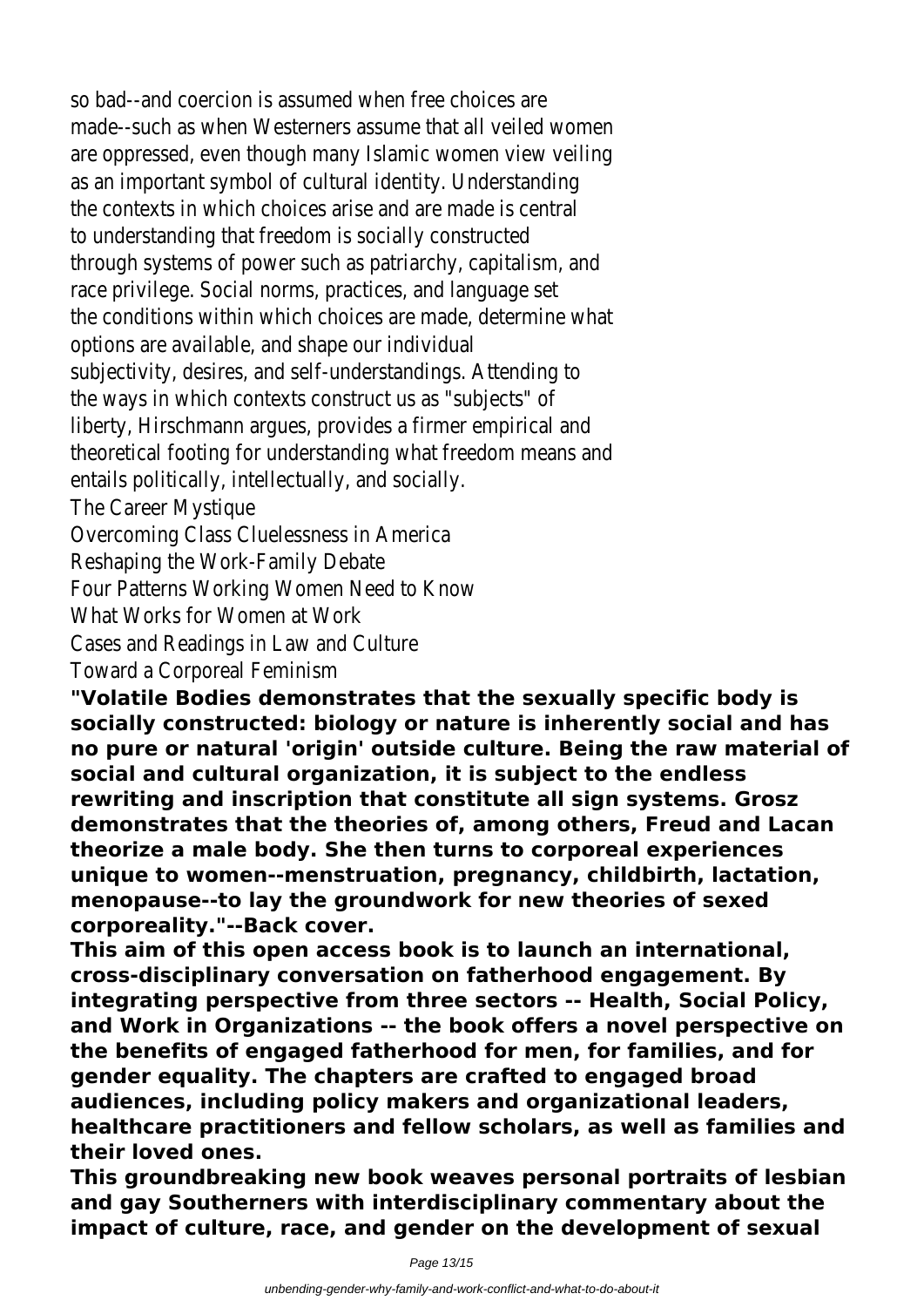so bad--and coercion is assumed when free choices are made--such as when Westerners assume that all veiled women are oppressed, even though many Islamic women view veiling as an important symbol of cultural identity. Understanding the contexts in which choices arise and are made is central to understanding that freedom is socially constructed through systems of power such as patriarchy, capitalism, and race privilege. Social norms, practices, and language set the conditions within which choices are made, determine what options are available, and shape our individual subjectivity, desires, and self-understandings. Attending to the ways in which contexts construct us as "subjects" of liberty, Hirschmann argues, provides a firmer empirical and theoretical footing for understanding what freedom means and entails politically, intellectually, and socially.

The Career Mystique

Overcoming Class Cluelessness in America

Reshaping the Work-Family Debate

Four Patterns Working Women Need to Know

What Works for Women at Work

Cases and Readings in Law and Culture

Toward a Corporeal Feminism

**"Volatile Bodies demonstrates that the sexually specific body is socially constructed: biology or nature is inherently social and has no pure or natural 'origin' outside culture. Being the raw material of social and cultural organization, it is subject to the endless rewriting and inscription that constitute all sign systems. Grosz demonstrates that the theories of, among others, Freud and Lacan theorize a male body. She then turns to corporeal experiences unique to women--menstruation, pregnancy, childbirth, lactation, menopause--to lay the groundwork for new theories of sexed corporeality."--Back cover.**

**This aim of this open access book is to launch an international, cross-disciplinary conversation on fatherhood engagement. By integrating perspective from three sectors -- Health, Social Policy, and Work in Organizations -- the book offers a novel perspective on the benefits of engaged fatherhood for men, for families, and for gender equality. The chapters are crafted to engaged broad audiences, including policy makers and organizational leaders, healthcare practitioners and fellow scholars, as well as families and their loved ones.**

**This groundbreaking new book weaves personal portraits of lesbian and gay Southerners with interdisciplinary commentary about the impact of culture, race, and gender on the development of sexual**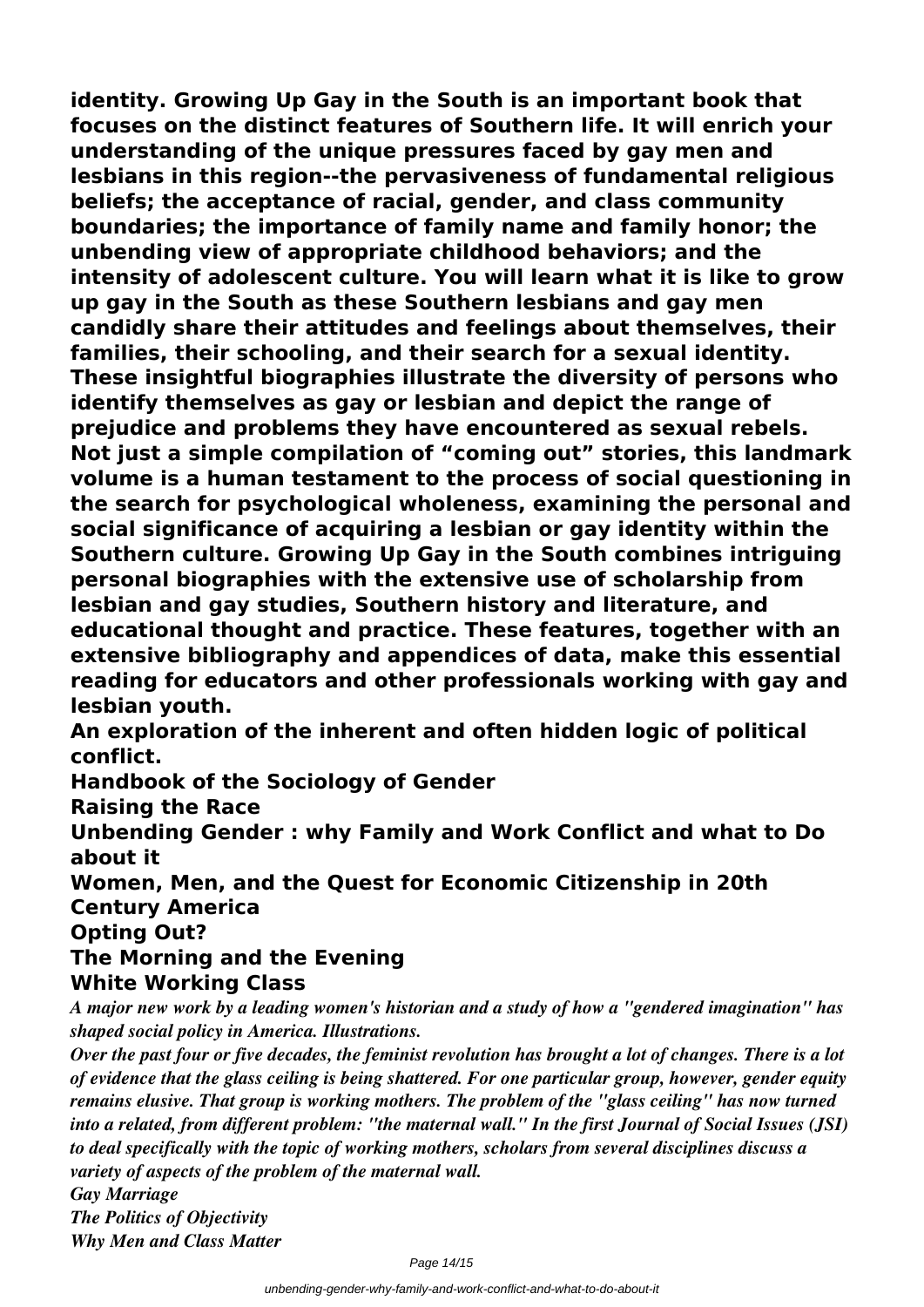**identity. Growing Up Gay in the South is an important book that focuses on the distinct features of Southern life. It will enrich your understanding of the unique pressures faced by gay men and lesbians in this region--the pervasiveness of fundamental religious beliefs; the acceptance of racial, gender, and class community boundaries; the importance of family name and family honor; the unbending view of appropriate childhood behaviors; and the intensity of adolescent culture. You will learn what it is like to grow up gay in the South as these Southern lesbians and gay men candidly share their attitudes and feelings about themselves, their families, their schooling, and their search for a sexual identity. These insightful biographies illustrate the diversity of persons who identify themselves as gay or lesbian and depict the range of prejudice and problems they have encountered as sexual rebels. Not just a simple compilation of "coming out" stories, this landmark volume is a human testament to the process of social questioning in the search for psychological wholeness, examining the personal and social significance of acquiring a lesbian or gay identity within the Southern culture. Growing Up Gay in the South combines intriguing personal biographies with the extensive use of scholarship from lesbian and gay studies, Southern history and literature, and educational thought and practice. These features, together with an extensive bibliography and appendices of data, make this essential reading for educators and other professionals working with gay and lesbian youth.**

**An exploration of the inherent and often hidden logic of political conflict.**

**Handbook of the Sociology of Gender**

**Raising the Race**

**Unbending Gender : why Family and Work Conflict and what to Do about it**

**Women, Men, and the Quest for Economic Citizenship in 20th Century America**

**Opting Out?**

**The Morning and the Evening**

**White Working Class**

***A major new work by a leading women's historian and a study of how a "gendered imagination" has shaped social policy in America. Illustrations.***

***Over the past four or five decades, the feminist revolution has brought a lot of changes. There is a lot of evidence that the glass ceiling is being shattered. For one particular group, however, gender equity remains elusive. That group is working mothers. The problem of the "glass ceiling" has now turned into a related, from different problem: "the maternal wall." In the first Journal of Social Issues (JSI) to deal specifically with the topic of working mothers, scholars from several disciplines discuss a variety of aspects of the problem of the maternal wall.***

***Gay Marriage***

***The Politics of Objectivity***

***Why Men and Class Matter***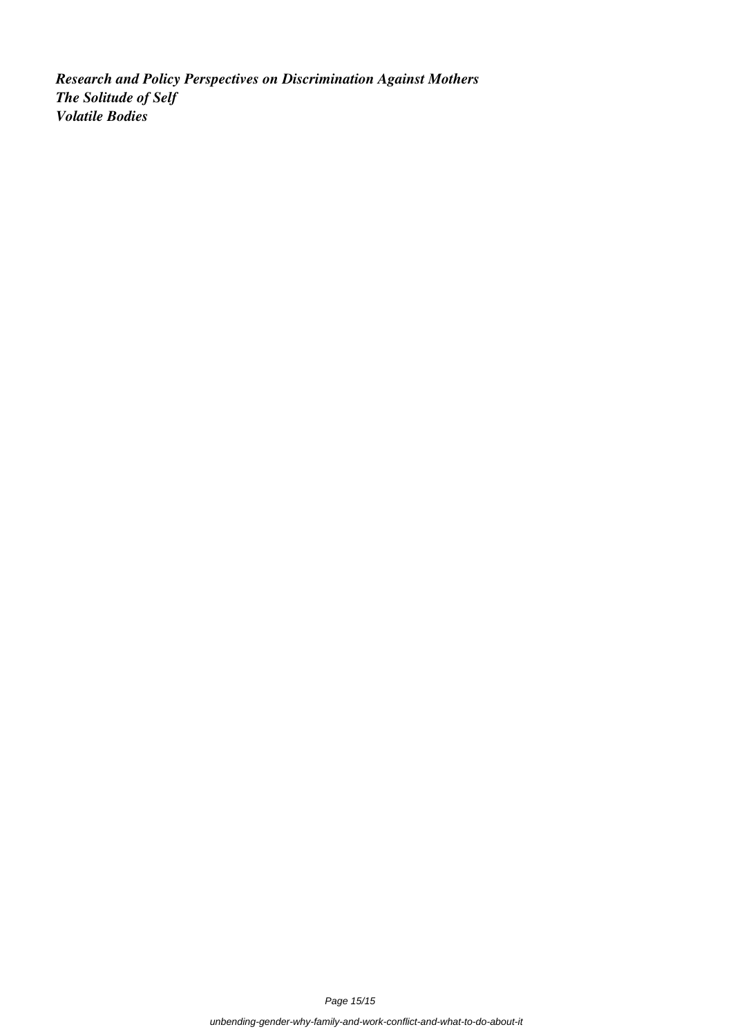***Research and Policy Perspectives on Discrimination Against Mothers***
***The Solitude of Self***
***Volatile Bodies***